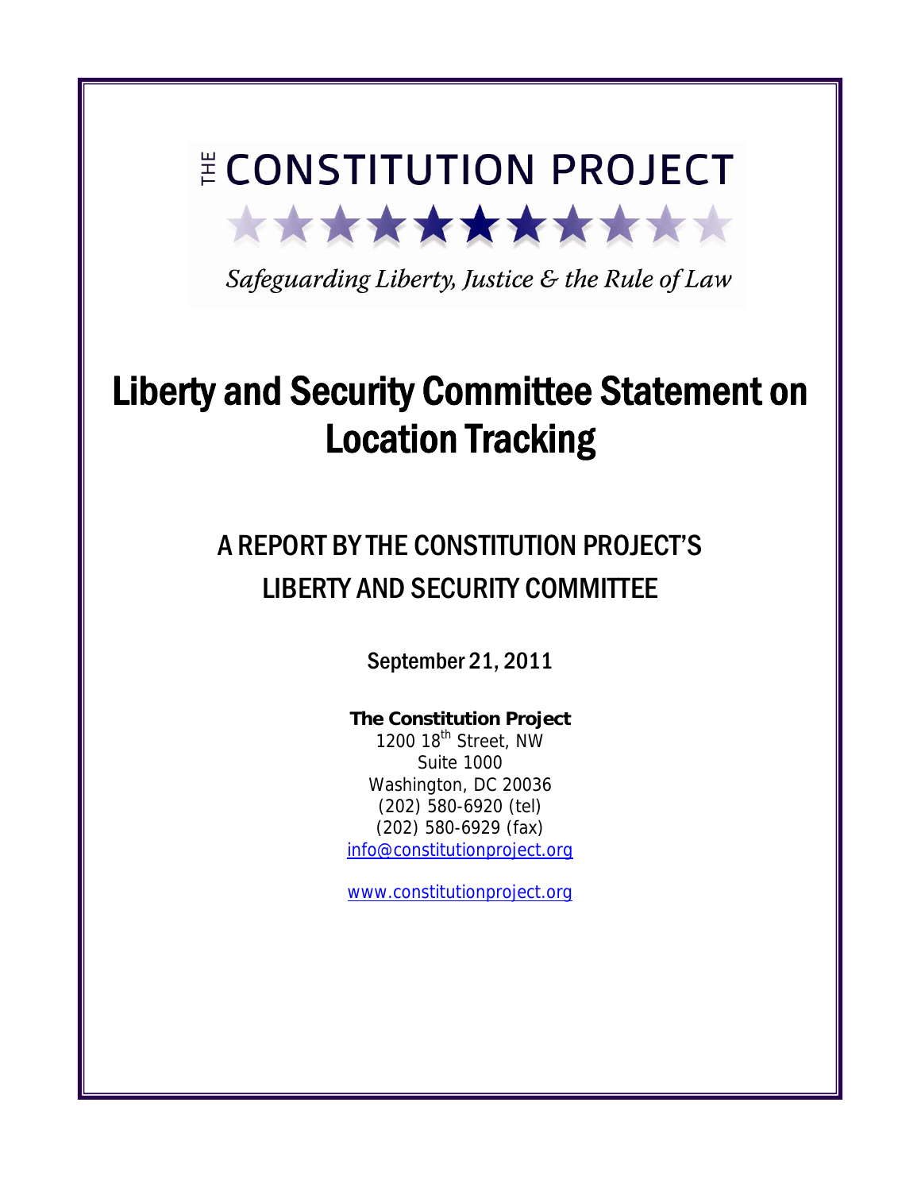# THE CONSTITUTION PROJECT

*Safeguarding Liberty, Justice & the Rule of Law*

# Liberty and Security Committee Statement on Location Tracking

## A REPORT BY THE CONSTITUTION PROJECT'S LIBERTY AND SECURITY COMMITTEE

September 21, 2011

**The Constitution Project**
1200 18th Street, NW
Suite 1000
Washington, DC 20036
(202) 580-6920 (tel)
(202) 580-6929 (fax)
info@constitutionproject.org

www.constitutionproject.org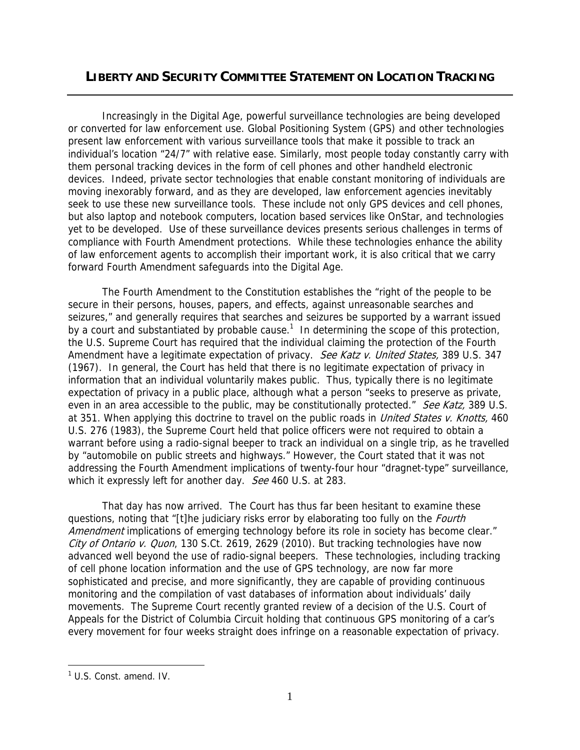## LIBERTY AND SECURITY COMMITTEE STATEMENT ON LOCATION TRACKING

Increasingly in the Digital Age, powerful surveillance technologies are being developed or converted for law enforcement use. Global Positioning System (GPS) and other technologies present law enforcement with various surveillance tools that make it possible to track an individual's location "24/7" with relative ease. Similarly, most people today constantly carry with them personal tracking devices in the form of cell phones and other handheld electronic devices. Indeed, private sector technologies that enable constant monitoring of individuals are moving inexorably forward, and as they are developed, law enforcement agencies inevitably seek to use these new surveillance tools. These include not only GPS devices and cell phones, but also laptop and notebook computers, location based services like OnStar, and technologies yet to be developed. Use of these surveillance devices presents serious challenges in terms of compliance with Fourth Amendment protections. While these technologies enhance the ability of law enforcement agents to accomplish their important work, it is also critical that we carry forward Fourth Amendment safeguards into the Digital Age.

The Fourth Amendment to the Constitution establishes the "right of the people to be secure in their persons, houses, papers, and effects, against unreasonable searches and seizures," and generally requires that searches and seizures be supported by a warrant issued by a court and substantiated by probable cause.[1] In determining the scope of this protection, the U.S. Supreme Court has required that the individual claiming the protection of the Fourth Amendment have a legitimate expectation of privacy. *See Katz v. United States,* 389 U.S. 347 (1967). In general, the Court has held that there is no legitimate expectation of privacy in information that an individual voluntarily makes public. Thus, typically there is no legitimate expectation of privacy in a public place, although what a person "seeks to preserve as private, even in an area accessible to the public, may be constitutionally protected." *See Katz,* 389 U.S. at 351. When applying this doctrine to travel on the public roads in *United States v. Knotts,* 460 U.S. 276 (1983), the Supreme Court held that police officers were not required to obtain a warrant before using a radio-signal beeper to track an individual on a single trip, as he travelled by "automobile on public streets and highways." However, the Court stated that it was not addressing the Fourth Amendment implications of twenty-four hour "dragnet-type" surveillance, which it expressly left for another day. *See* 460 U.S. at 283.

That day has now arrived. The Court has thus far been hesitant to examine these questions, noting that "[t]he judiciary risks error by elaborating too fully on the *Fourth Amendment* implications of emerging technology before its role in society has become clear." *City of Ontario v. Quon*, 130 S.Ct. 2619, 2629 (2010). But tracking technologies have now advanced well beyond the use of radio-signal beepers. These technologies, including tracking of cell phone location information and the use of GPS technology, are now far more sophisticated and precise, and more significantly, they are capable of providing continuous monitoring and the compilation of vast databases of information about individuals' daily movements. The Supreme Court recently granted review of a decision of the U.S. Court of Appeals for the District of Columbia Circuit holding that continuous GPS monitoring of a car's every movement for four weeks straight does infringe on a reasonable expectation of privacy.

[1] U.S. Const. amend. IV.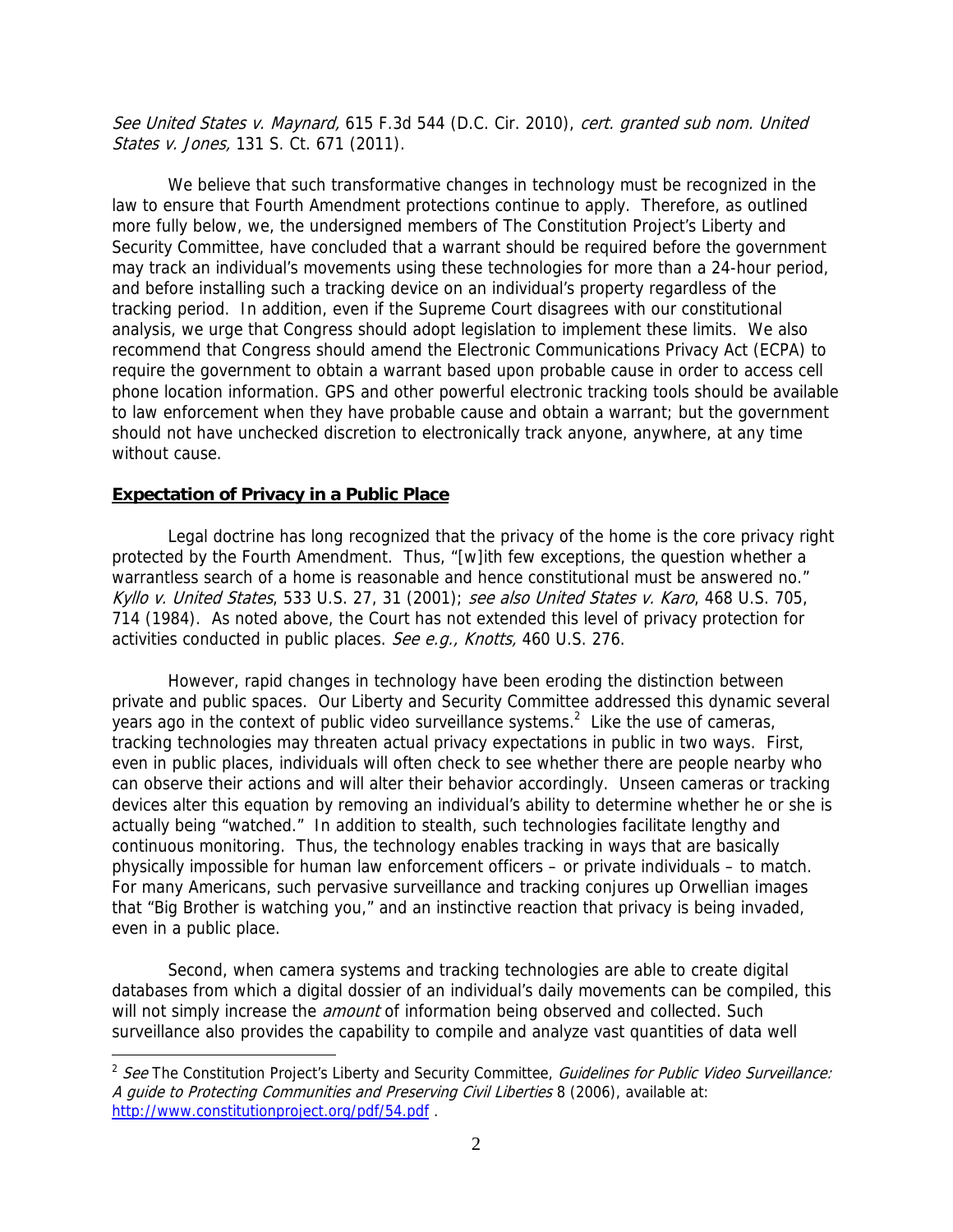*See United States v. Maynard,* 615 F.3d 544 (D.C. Cir. 2010), *cert. granted sub nom. United States v. Jones,* 131 S. Ct. 671 (2011).

We believe that such transformative changes in technology must be recognized in the law to ensure that Fourth Amendment protections continue to apply. Therefore, as outlined more fully below, we, the undersigned members of The Constitution Project's Liberty and Security Committee, have concluded that a warrant should be required before the government may track an individual's movements using these technologies for more than a 24-hour period, and before installing such a tracking device on an individual's property regardless of the tracking period. In addition, even if the Supreme Court disagrees with our constitutional analysis, we urge that Congress should adopt legislation to implement these limits. We also recommend that Congress should amend the Electronic Communications Privacy Act (ECPA) to require the government to obtain a warrant based upon probable cause in order to access cell phone location information. GPS and other powerful electronic tracking tools should be available to law enforcement when they have probable cause and obtain a warrant; but the government should not have unchecked discretion to electronically track anyone, anywhere, at any time without cause.

## **Expectation of Privacy in a Public Place**

Legal doctrine has long recognized that the privacy of the home is the core privacy right protected by the Fourth Amendment. Thus, "[w]ith few exceptions, the question whether a warrantless search of a home is reasonable and hence constitutional must be answered no." *Kyllo v. United States*, 533 U.S. 27, 31 (2001); *see also United States v. Karo*, 468 U.S. 705, 714 (1984). As noted above, the Court has not extended this level of privacy protection for activities conducted in public places. *See e.g., Knotts,* 460 U.S. 276.

However, rapid changes in technology have been eroding the distinction between private and public spaces. Our Liberty and Security Committee addressed this dynamic several years ago in the context of public video surveillance systems.[2] Like the use of cameras, tracking technologies may threaten actual privacy expectations in public in two ways. First, even in public places, individuals will often check to see whether there are people nearby who can observe their actions and will alter their behavior accordingly. Unseen cameras or tracking devices alter this equation by removing an individual's ability to determine whether he or she is actually being "watched." In addition to stealth, such technologies facilitate lengthy and continuous monitoring. Thus, the technology enables tracking in ways that are basically physically impossible for human law enforcement officers – or private individuals – to match. For many Americans, such pervasive surveillance and tracking conjures up Orwellian images that "Big Brother is watching you," and an instinctive reaction that privacy is being invaded, even in a public place.

Second, when camera systems and tracking technologies are able to create digital databases from which a digital dossier of an individual's daily movements can be compiled, this will not simply increase the *amount* of information being observed and collected. Such surveillance also provides the capability to compile and analyze vast quantities of data well

---

[2] *See* The Constitution Project's Liberty and Security Committee, *Guidelines for Public Video Surveillance: A guide to Protecting Communities and Preserving Civil Liberties* 8 (2006), available at: http://www.constitutionproject.org/pdf/54.pdf .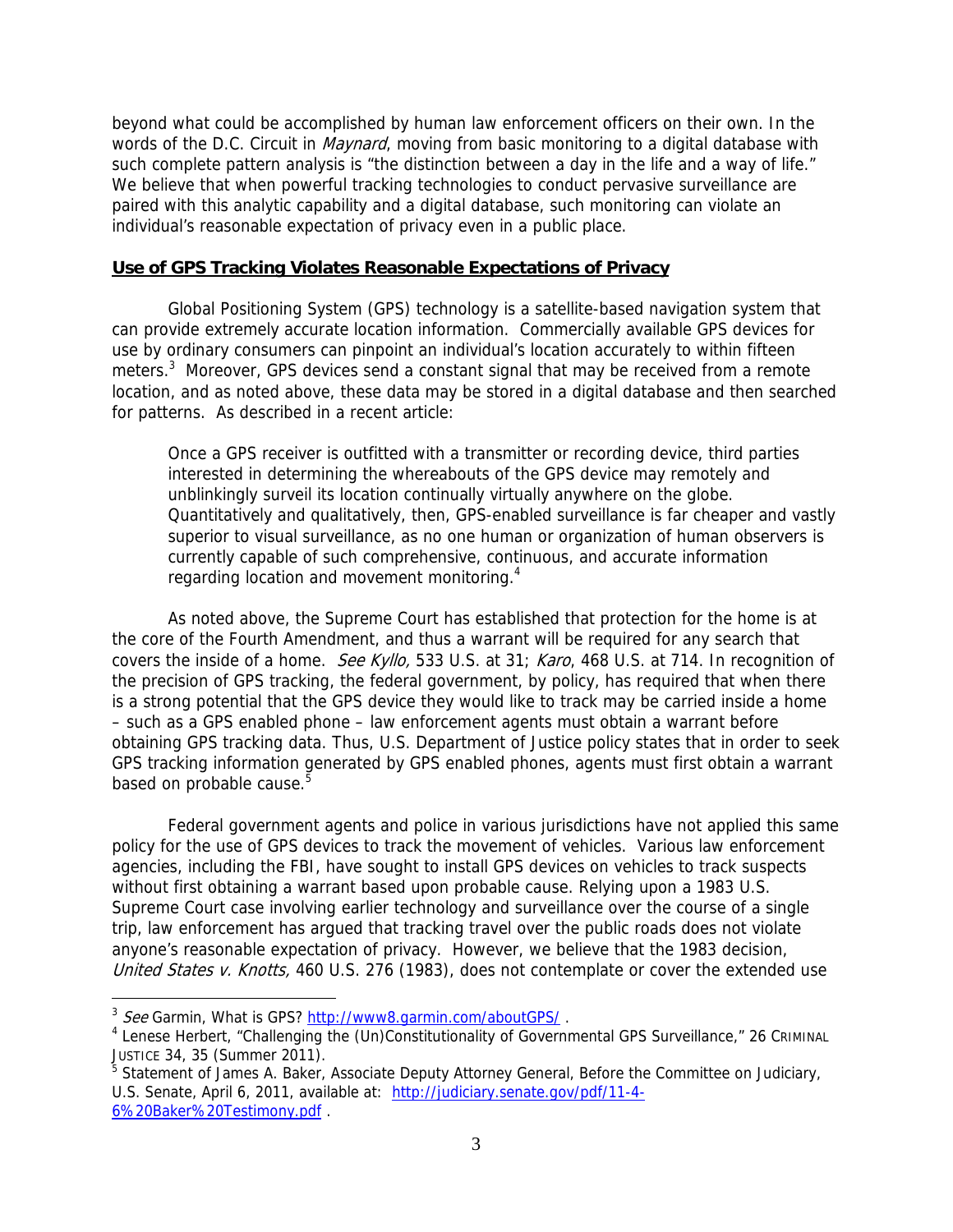beyond what could be accomplished by human law enforcement officers on their own. In the words of the D.C. Circuit in *Maynard*, moving from basic monitoring to a digital database with such complete pattern analysis is "the distinction between a day in the life and a way of life." We believe that when powerful tracking technologies to conduct pervasive surveillance are paired with this analytic capability and a digital database, such monitoring can violate an individual's reasonable expectation of privacy even in a public place.

**Use of GPS Tracking Violates Reasonable Expectations of Privacy**

Global Positioning System (GPS) technology is a satellite-based navigation system that can provide extremely accurate location information. Commercially available GPS devices for use by ordinary consumers can pinpoint an individual's location accurately to within fifteen meters.[3] Moreover, GPS devices send a constant signal that may be received from a remote location, and as noted above, these data may be stored in a digital database and then searched for patterns. As described in a recent article:

> Once a GPS receiver is outfitted with a transmitter or recording device, third parties interested in determining the whereabouts of the GPS device may remotely and unblinkingly surveil its location continually virtually anywhere on the globe. Quantitatively and qualitatively, then, GPS-enabled surveillance is far cheaper and vastly superior to visual surveillance, as no one human or organization of human observers is currently capable of such comprehensive, continuous, and accurate information regarding location and movement monitoring.[4]

As noted above, the Supreme Court has established that protection for the home is at the core of the Fourth Amendment, and thus a warrant will be required for any search that covers the inside of a home. *See Kyllo,* 533 U.S. at 31; *Karo*, 468 U.S. at 714. In recognition of the precision of GPS tracking, the federal government, by policy, has required that when there is a strong potential that the GPS device they would like to track may be carried inside a home – such as a GPS enabled phone – law enforcement agents must obtain a warrant before obtaining GPS tracking data. Thus, U.S. Department of Justice policy states that in order to seek GPS tracking information generated by GPS enabled phones, agents must first obtain a warrant based on probable cause.[5]

Federal government agents and police in various jurisdictions have not applied this same policy for the use of GPS devices to track the movement of vehicles. Various law enforcement agencies, including the FBI, have sought to install GPS devices on vehicles to track suspects without first obtaining a warrant based upon probable cause. Relying upon a 1983 U.S. Supreme Court case involving earlier technology and surveillance over the course of a single trip, law enforcement has argued that tracking travel over the public roads does not violate anyone's reasonable expectation of privacy. However, we believe that the 1983 decision, *United States v. Knotts,* 460 U.S. 276 (1983), does not contemplate or cover the extended use

---

[3] *See* Garmin, What is GPS? http://www8.garmin.com/aboutGPS/ .

[4] Lenese Herbert, "Challenging the (Un)Constitutionality of Governmental GPS Surveillance," 26 CRIMINAL JUSTICE 34, 35 (Summer 2011).

[5] Statement of James A. Baker, Associate Deputy Attorney General, Before the Committee on Judiciary, U.S. Senate, April 6, 2011, available at: http://judiciary.senate.gov/pdf/11-4-6%20Baker%20Testimony.pdf .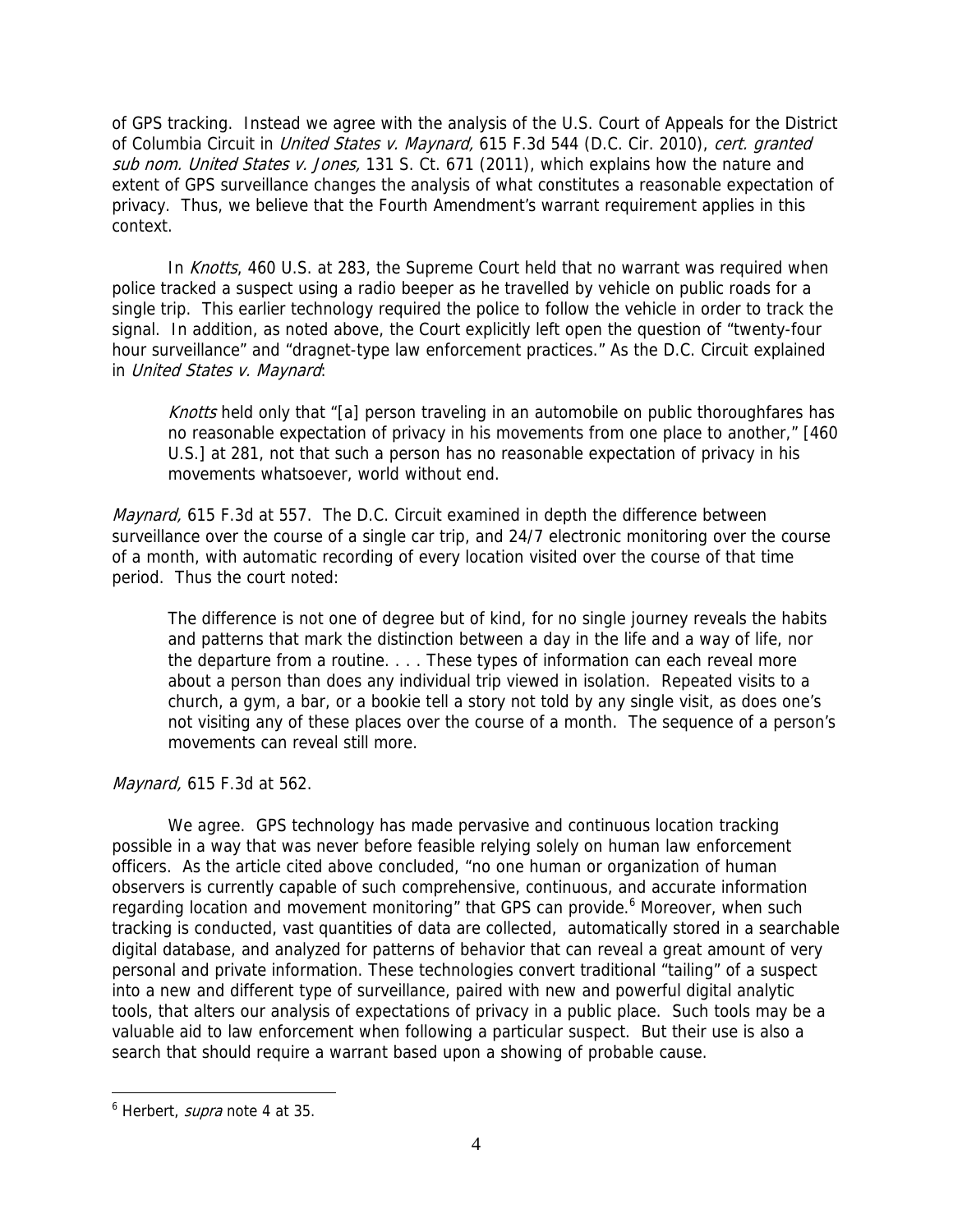of GPS tracking. Instead we agree with the analysis of the U.S. Court of Appeals for the District of Columbia Circuit in *United States v. Maynard,* 615 F.3d 544 (D.C. Cir. 2010), *cert. granted sub nom. United States v. Jones,* 131 S. Ct. 671 (2011), which explains how the nature and extent of GPS surveillance changes the analysis of what constitutes a reasonable expectation of privacy. Thus, we believe that the Fourth Amendment's warrant requirement applies in this context.

In *Knotts*, 460 U.S. at 283, the Supreme Court held that no warrant was required when police tracked a suspect using a radio beeper as he travelled by vehicle on public roads for a single trip. This earlier technology required the police to follow the vehicle in order to track the signal. In addition, as noted above, the Court explicitly left open the question of "twenty-four hour surveillance" and "dragnet-type law enforcement practices." As the D.C. Circuit explained in *United States v. Maynard*:

> *Knotts* held only that "[a] person traveling in an automobile on public thoroughfares has no reasonable expectation of privacy in his movements from one place to another," [460 U.S.] at 281, not that such a person has no reasonable expectation of privacy in his movements whatsoever, world without end.

*Maynard,* 615 F.3d at 557. The D.C. Circuit examined in depth the difference between surveillance over the course of a single car trip, and 24/7 electronic monitoring over the course of a month, with automatic recording of every location visited over the course of that time period. Thus the court noted:

> The difference is not one of degree but of kind, for no single journey reveals the habits and patterns that mark the distinction between a day in the life and a way of life, nor the departure from a routine. . . . These types of information can each reveal more about a person than does any individual trip viewed in isolation. Repeated visits to a church, a gym, a bar, or a bookie tell a story not told by any single visit, as does one's not visiting any of these places over the course of a month. The sequence of a person's movements can reveal still more.

*Maynard,* 615 F.3d at 562.

We agree. GPS technology has made pervasive and continuous location tracking possible in a way that was never before feasible relying solely on human law enforcement officers. As the article cited above concluded, "no one human or organization of human observers is currently capable of such comprehensive, continuous, and accurate information regarding location and movement monitoring" that GPS can provide.[6] Moreover, when such tracking is conducted, vast quantities of data are collected, automatically stored in a searchable digital database, and analyzed for patterns of behavior that can reveal a great amount of very personal and private information. These technologies convert traditional "tailing" of a suspect into a new and different type of surveillance, paired with new and powerful digital analytic tools, that alters our analysis of expectations of privacy in a public place. Such tools may be a valuable aid to law enforcement when following a particular suspect. But their use is also a search that should require a warrant based upon a showing of probable cause.

---

[6] Herbert, *supra* note 4 at 35.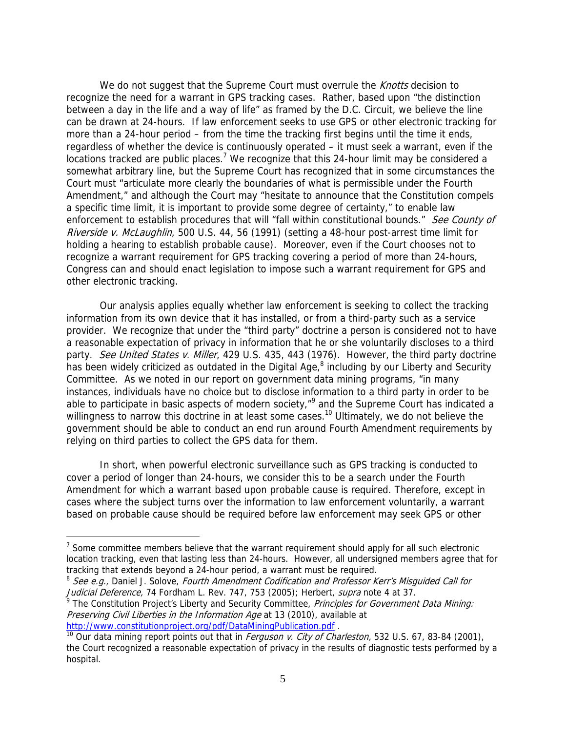We do not suggest that the Supreme Court must overrule the *Knotts* decision to recognize the need for a warrant in GPS tracking cases. Rather, based upon "the distinction between a day in the life and a way of life" as framed by the D.C. Circuit, we believe the line can be drawn at 24-hours. If law enforcement seeks to use GPS or other electronic tracking for more than a 24-hour period – from the time the tracking first begins until the time it ends, regardless of whether the device is continuously operated – it must seek a warrant, even if the locations tracked are public places.[7] We recognize that this 24-hour limit may be considered a somewhat arbitrary line, but the Supreme Court has recognized that in some circumstances the Court must "articulate more clearly the boundaries of what is permissible under the Fourth Amendment," and although the Court may "hesitate to announce that the Constitution compels a specific time limit, it is important to provide some degree of certainty," to enable law enforcement to establish procedures that will "fall within constitutional bounds." *See County of Riverside v. McLaughlin*, 500 U.S. 44, 56 (1991) (setting a 48-hour post-arrest time limit for holding a hearing to establish probable cause). Moreover, even if the Court chooses not to recognize a warrant requirement for GPS tracking covering a period of more than 24-hours, Congress can and should enact legislation to impose such a warrant requirement for GPS and other electronic tracking.

Our analysis applies equally whether law enforcement is seeking to collect the tracking information from its own device that it has installed, or from a third-party such as a service provider. We recognize that under the "third party" doctrine a person is considered not to have a reasonable expectation of privacy in information that he or she voluntarily discloses to a third party. *See United States v. Miller*, 429 U.S. 435, 443 (1976). However, the third party doctrine has been widely criticized as outdated in the Digital Age,[8] including by our Liberty and Security Committee. As we noted in our report on government data mining programs, "in many instances, individuals have no choice but to disclose information to a third party in order to be able to participate in basic aspects of modern society,"[9] and the Supreme Court has indicated a willingness to narrow this doctrine in at least some cases.[10] Ultimately, we do not believe the government should be able to conduct an end run around Fourth Amendment requirements by relying on third parties to collect the GPS data for them.

In short, when powerful electronic surveillance such as GPS tracking is conducted to cover a period of longer than 24-hours, we consider this to be a search under the Fourth Amendment for which a warrant based upon probable cause is required. Therefore, except in cases where the subject turns over the information to law enforcement voluntarily, a warrant based on probable cause should be required before law enforcement may seek GPS or other

---

[7] Some committee members believe that the warrant requirement should apply for all such electronic location tracking, even that lasting less than 24-hours. However, all undersigned members agree that for tracking that extends beyond a 24-hour period, a warrant must be required.

[8] *See e.g.,* Daniel J. Solove, *Fourth Amendment Codification and Professor Kerr's Misguided Call for Judicial Deference,* 74 Fordham L. Rev. 747, 753 (2005); Herbert, *supra* note 4 at 37.

[9] The Constitution Project's Liberty and Security Committee, *Principles for Government Data Mining: Preserving Civil Liberties in the Information Age* at 13 (2010), available at http://www.constitutionproject.org/pdf/DataMiningPublication.pdf .

[10] Our data mining report points out that in *Ferguson v. City of Charleston,* 532 U.S. 67, 83-84 (2001), the Court recognized a reasonable expectation of privacy in the results of diagnostic tests performed by a hospital.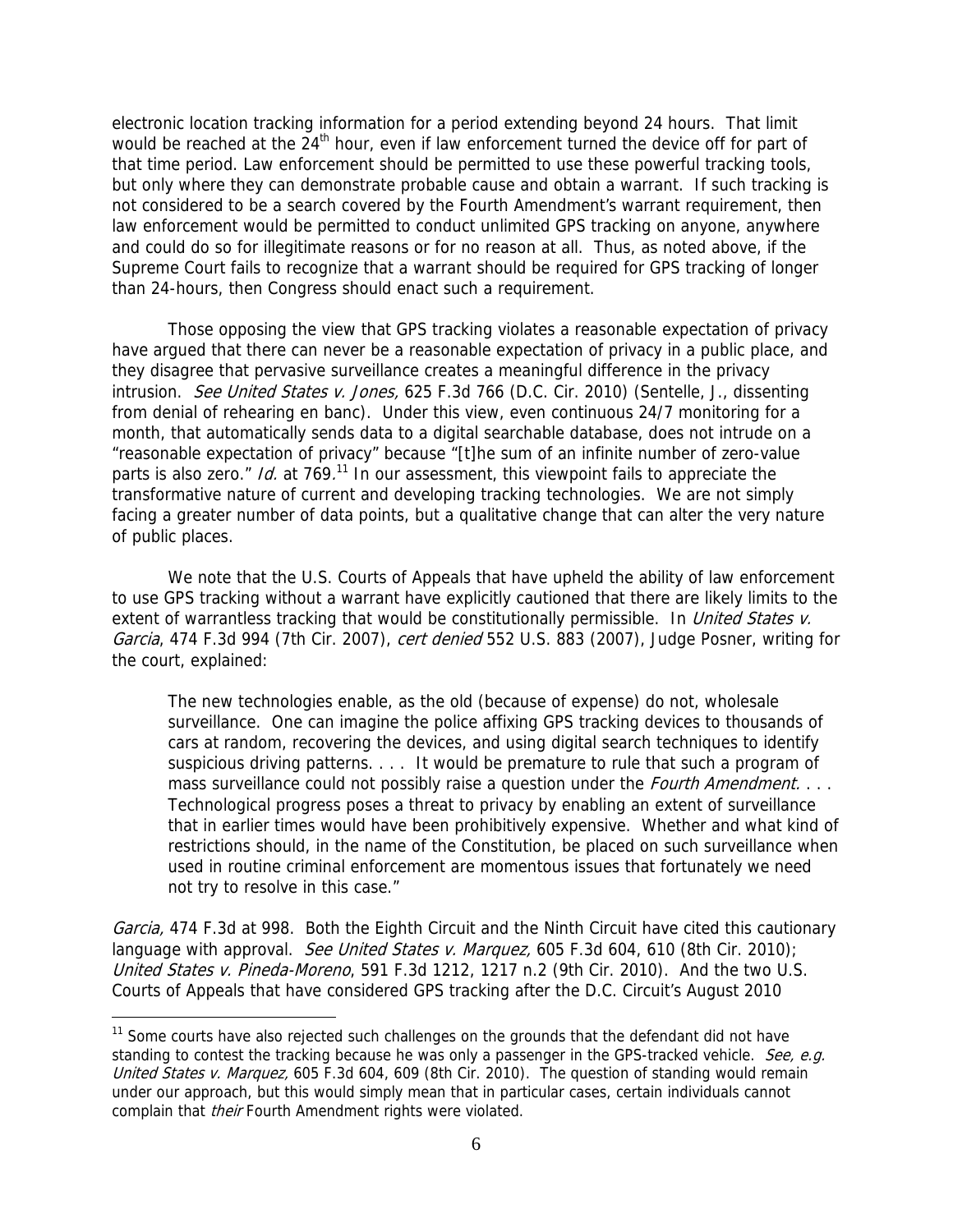electronic location tracking information for a period extending beyond 24 hours. That limit would be reached at the 24th hour, even if law enforcement turned the device off for part of that time period. Law enforcement should be permitted to use these powerful tracking tools, but only where they can demonstrate probable cause and obtain a warrant. If such tracking is not considered to be a search covered by the Fourth Amendment's warrant requirement, then law enforcement would be permitted to conduct unlimited GPS tracking on anyone, anywhere and could do so for illegitimate reasons or for no reason at all. Thus, as noted above, if the Supreme Court fails to recognize that a warrant should be required for GPS tracking of longer than 24-hours, then Congress should enact such a requirement.

Those opposing the view that GPS tracking violates a reasonable expectation of privacy have argued that there can never be a reasonable expectation of privacy in a public place, and they disagree that pervasive surveillance creates a meaningful difference in the privacy intrusion. *See United States v. Jones,* 625 F.3d 766 (D.C. Cir. 2010) (Sentelle, J., dissenting from denial of rehearing en banc). Under this view, even continuous 24/7 monitoring for a month, that automatically sends data to a digital searchable database, does not intrude on a "reasonable expectation of privacy" because "[t]he sum of an infinite number of zero-value parts is also zero." *Id.* at 769.[11] In our assessment, this viewpoint fails to appreciate the transformative nature of current and developing tracking technologies. We are not simply facing a greater number of data points, but a qualitative change that can alter the very nature of public places.

We note that the U.S. Courts of Appeals that have upheld the ability of law enforcement to use GPS tracking without a warrant have explicitly cautioned that there are likely limits to the extent of warrantless tracking that would be constitutionally permissible. In *United States v. Garcia*, 474 F.3d 994 (7th Cir. 2007), *cert denied* 552 U.S. 883 (2007), Judge Posner, writing for the court, explained:

> The new technologies enable, as the old (because of expense) do not, wholesale surveillance. One can imagine the police affixing GPS tracking devices to thousands of cars at random, recovering the devices, and using digital search techniques to identify suspicious driving patterns. . . . It would be premature to rule that such a program of mass surveillance could not possibly raise a question under the *Fourth Amendment*. . . . Technological progress poses a threat to privacy by enabling an extent of surveillance that in earlier times would have been prohibitively expensive. Whether and what kind of restrictions should, in the name of the Constitution, be placed on such surveillance when used in routine criminal enforcement are momentous issues that fortunately we need not try to resolve in this case."

*Garcia,* 474 F.3d at 998. Both the Eighth Circuit and the Ninth Circuit have cited this cautionary language with approval. *See United States v. Marquez,* 605 F.3d 604, 610 (8th Cir. 2010); *United States v. Pineda-Moreno*, 591 F.3d 1212, 1217 n.2 (9th Cir. 2010). And the two U.S. Courts of Appeals that have considered GPS tracking after the D.C. Circuit's August 2010

---

[11] Some courts have also rejected such challenges on the grounds that the defendant did not have standing to contest the tracking because he was only a passenger in the GPS-tracked vehicle. *See, e.g. United States v. Marquez,* 605 F.3d 604, 609 (8th Cir. 2010). The question of standing would remain under our approach, but this would simply mean that in particular cases, certain individuals cannot complain that *their* Fourth Amendment rights were violated.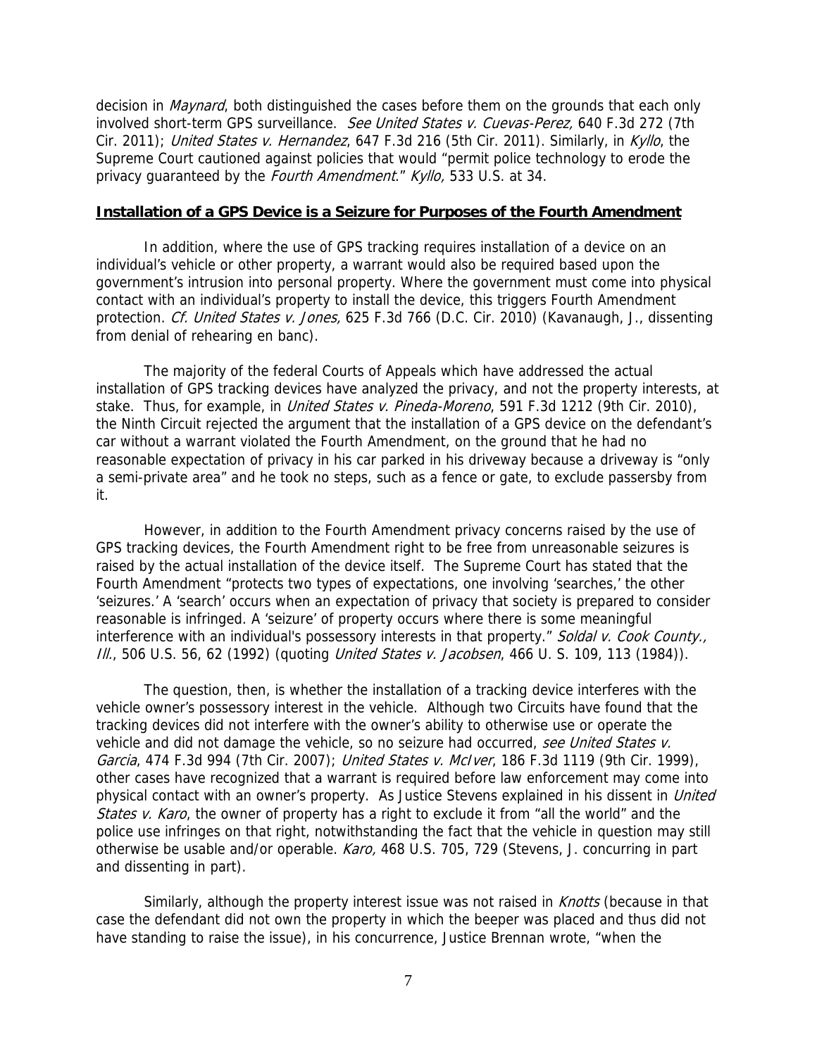decision in *Maynard*, both distinguished the cases before them on the grounds that each only involved short-term GPS surveillance. *See United States v. Cuevas-Perez,* 640 F.3d 272 (7th Cir. 2011); *United States v. Hernandez*, 647 F.3d 216 (5th Cir. 2011). Similarly, in *Kyllo*, the Supreme Court cautioned against policies that would "permit police technology to erode the privacy guaranteed by the *Fourth Amendment*." *Kyllo,* 533 U.S. at 34.

**Installation of a GPS Device is a Seizure for Purposes of the Fourth Amendment**

In addition, where the use of GPS tracking requires installation of a device on an individual's vehicle or other property, a warrant would also be required based upon the government's intrusion into personal property. Where the government must come into physical contact with an individual's property to install the device, this triggers Fourth Amendment protection. *Cf. United States v. Jones,* 625 F.3d 766 (D.C. Cir. 2010) (Kavanaugh, J., dissenting from denial of rehearing en banc).

The majority of the federal Courts of Appeals which have addressed the actual installation of GPS tracking devices have analyzed the privacy, and not the property interests, at stake. Thus, for example, in *United States v. Pineda-Moreno*, 591 F.3d 1212 (9th Cir. 2010), the Ninth Circuit rejected the argument that the installation of a GPS device on the defendant's car without a warrant violated the Fourth Amendment, on the ground that he had no reasonable expectation of privacy in his car parked in his driveway because a driveway is "only a semi-private area" and he took no steps, such as a fence or gate, to exclude passersby from it.

However, in addition to the Fourth Amendment privacy concerns raised by the use of GPS tracking devices, the Fourth Amendment right to be free from unreasonable seizures is raised by the actual installation of the device itself. The Supreme Court has stated that the Fourth Amendment "protects two types of expectations, one involving 'searches,' the other 'seizures.' A 'search' occurs when an expectation of privacy that society is prepared to consider reasonable is infringed. A 'seizure' of property occurs where there is some meaningful interference with an individual's possessory interests in that property." *Soldal v. Cook County., Ill.*, 506 U.S. 56, 62 (1992) (quoting *United States v. Jacobsen*, 466 U. S. 109, 113 (1984)).

The question, then, is whether the installation of a tracking device interferes with the vehicle owner's possessory interest in the vehicle. Although two Circuits have found that the tracking devices did not interfere with the owner's ability to otherwise use or operate the vehicle and did not damage the vehicle, so no seizure had occurred, *see United States v. Garcia*, 474 F.3d 994 (7th Cir. 2007); *United States v. McIver*, 186 F.3d 1119 (9th Cir. 1999), other cases have recognized that a warrant is required before law enforcement may come into physical contact with an owner's property. As Justice Stevens explained in his dissent in *United States v. Karo*, the owner of property has a right to exclude it from "all the world" and the police use infringes on that right, notwithstanding the fact that the vehicle in question may still otherwise be usable and/or operable. *Karo,* 468 U.S. 705, 729 (Stevens, J. concurring in part and dissenting in part).

Similarly, although the property interest issue was not raised in *Knotts* (because in that case the defendant did not own the property in which the beeper was placed and thus did not have standing to raise the issue), in his concurrence, Justice Brennan wrote, "when the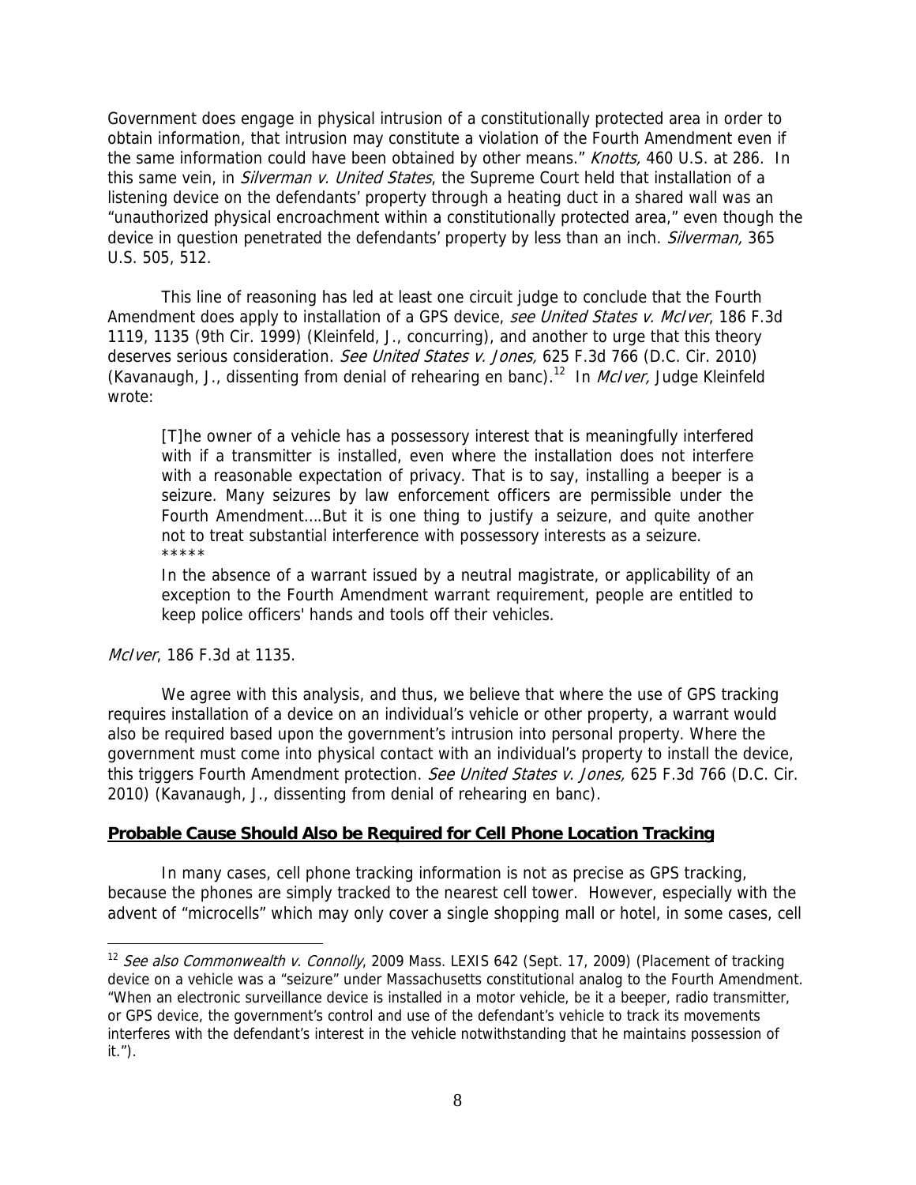Government does engage in physical intrusion of a constitutionally protected area in order to obtain information, that intrusion may constitute a violation of the Fourth Amendment even if the same information could have been obtained by other means." *Knotts,* 460 U.S. at 286. In this same vein, in *Silverman v. United States*, the Supreme Court held that installation of a listening device on the defendants' property through a heating duct in a shared wall was an "unauthorized physical encroachment within a constitutionally protected area," even though the device in question penetrated the defendants' property by less than an inch. *Silverman,* 365 U.S. 505, 512.

This line of reasoning has led at least one circuit judge to conclude that the Fourth Amendment does apply to installation of a GPS device, *see United States v. McIver*, 186 F.3d 1119, 1135 (9th Cir. 1999) (Kleinfeld, J., concurring), and another to urge that this theory deserves serious consideration. *See United States v. Jones,* 625 F.3d 766 (D.C. Cir. 2010) (Kavanaugh, J., dissenting from denial of rehearing en banc).[12] In *McIver,* Judge Kleinfeld wrote:

> [T]he owner of a vehicle has a possessory interest that is meaningfully interfered with if a transmitter is installed, even where the installation does not interfere with a reasonable expectation of privacy. That is to say, installing a beeper is a seizure. Many seizures by law enforcement officers are permissible under the Fourth Amendment….But it is one thing to justify a seizure, and quite another not to treat substantial interference with possessory interests as a seizure.
> *****
> In the absence of a warrant issued by a neutral magistrate, or applicability of an exception to the Fourth Amendment warrant requirement, people are entitled to keep police officers' hands and tools off their vehicles.

*McIver*, 186 F.3d at 1135.

We agree with this analysis, and thus, we believe that where the use of GPS tracking requires installation of a device on an individual's vehicle or other property, a warrant would also be required based upon the government's intrusion into personal property. Where the government must come into physical contact with an individual's property to install the device, this triggers Fourth Amendment protection. *See United States v. Jones,* 625 F.3d 766 (D.C. Cir. 2010) (Kavanaugh, J., dissenting from denial of rehearing en banc).

## **<u>Probable Cause Should Also be Required for Cell Phone Location Tracking</u>**

In many cases, cell phone tracking information is not as precise as GPS tracking, because the phones are simply tracked to the nearest cell tower. However, especially with the advent of "microcells" which may only cover a single shopping mall or hotel, in some cases, cell

---

[12] *See also Commonwealth v. Connolly*, 2009 Mass. LEXIS 642 (Sept. 17, 2009) (Placement of tracking device on a vehicle was a "seizure" under Massachusetts constitutional analog to the Fourth Amendment. "When an electronic surveillance device is installed in a motor vehicle, be it a beeper, radio transmitter, or GPS device, the government's control and use of the defendant's vehicle to track its movements interferes with the defendant's interest in the vehicle notwithstanding that he maintains possession of it.").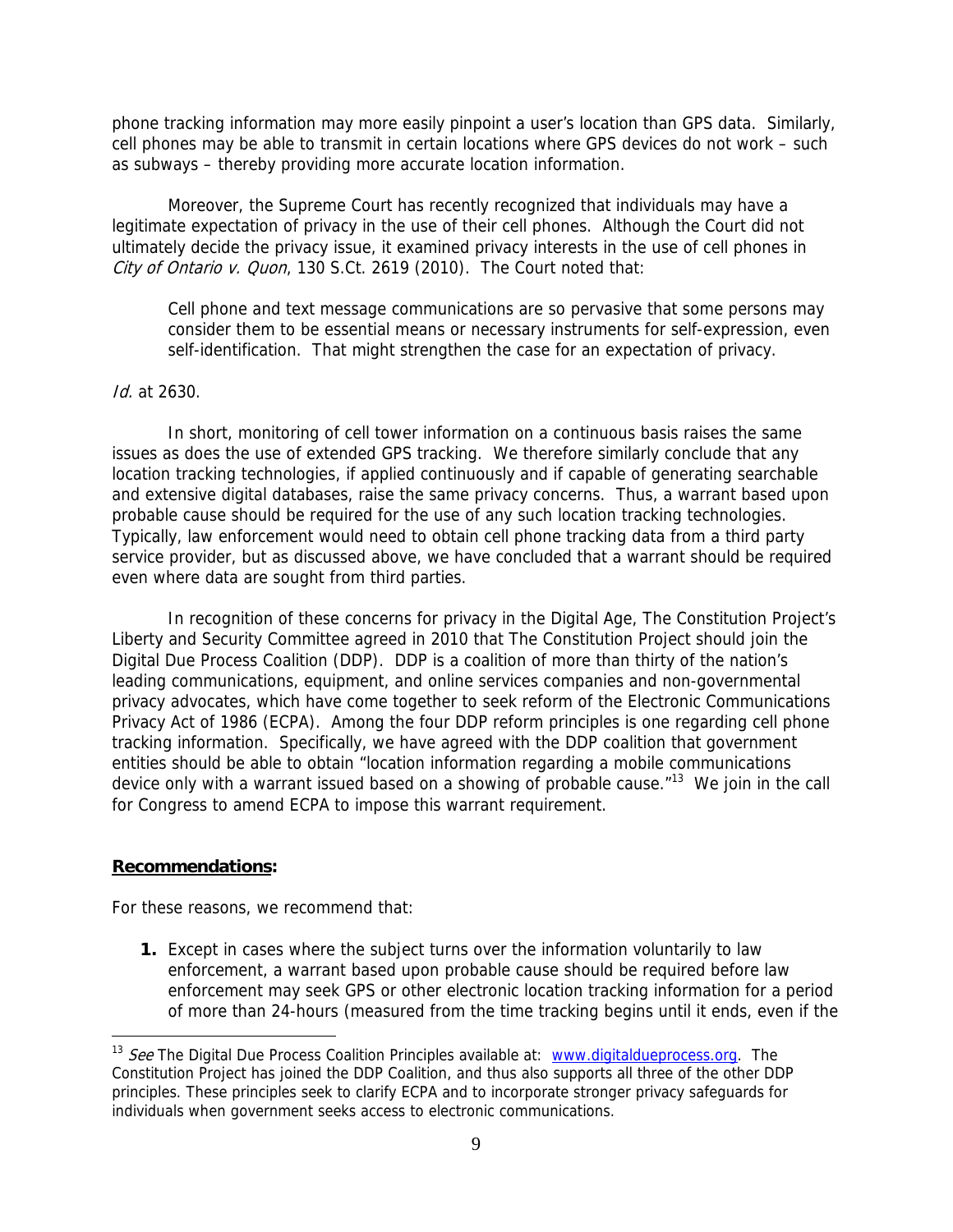phone tracking information may more easily pinpoint a user's location than GPS data. Similarly, cell phones may be able to transmit in certain locations where GPS devices do not work – such as subways – thereby providing more accurate location information.

Moreover, the Supreme Court has recently recognized that individuals may have a legitimate expectation of privacy in the use of their cell phones. Although the Court did not ultimately decide the privacy issue, it examined privacy interests in the use of cell phones in *City of Ontario v. Quon*, 130 S.Ct. 2619 (2010). The Court noted that:

> Cell phone and text message communications are so pervasive that some persons may consider them to be essential means or necessary instruments for self-expression, even self-identification. That might strengthen the case for an expectation of privacy.

*Id.* at 2630.

In short, monitoring of cell tower information on a continuous basis raises the same issues as does the use of extended GPS tracking. We therefore similarly conclude that any location tracking technologies, if applied continuously and if capable of generating searchable and extensive digital databases, raise the same privacy concerns. Thus, a warrant based upon probable cause should be required for the use of any such location tracking technologies. Typically, law enforcement would need to obtain cell phone tracking data from a third party service provider, but as discussed above, we have concluded that a warrant should be required even where data are sought from third parties.

In recognition of these concerns for privacy in the Digital Age, The Constitution Project's Liberty and Security Committee agreed in 2010 that The Constitution Project should join the Digital Due Process Coalition (DDP). DDP is a coalition of more than thirty of the nation's leading communications, equipment, and online services companies and non-governmental privacy advocates, which have come together to seek reform of the Electronic Communications Privacy Act of 1986 (ECPA). Among the four DDP reform principles is one regarding cell phone tracking information. Specifically, we have agreed with the DDP coalition that government entities should be able to obtain "location information regarding a mobile communications device only with a warrant issued based on a showing of probable cause."[13] We join in the call for Congress to amend ECPA to impose this warrant requirement.

**Recommendations:**

For these reasons, we recommend that:

1. Except in cases where the subject turns over the information voluntarily to law enforcement, a warrant based upon probable cause should be required before law enforcement may seek GPS or other electronic location tracking information for a period of more than 24-hours (measured from the time tracking begins until it ends, even if the

[13] *See* The Digital Due Process Coalition Principles available at: www.digitaldueprocess.org. The Constitution Project has joined the DDP Coalition, and thus also supports all three of the other DDP principles. These principles seek to clarify ECPA and to incorporate stronger privacy safeguards for individuals when government seeks access to electronic communications.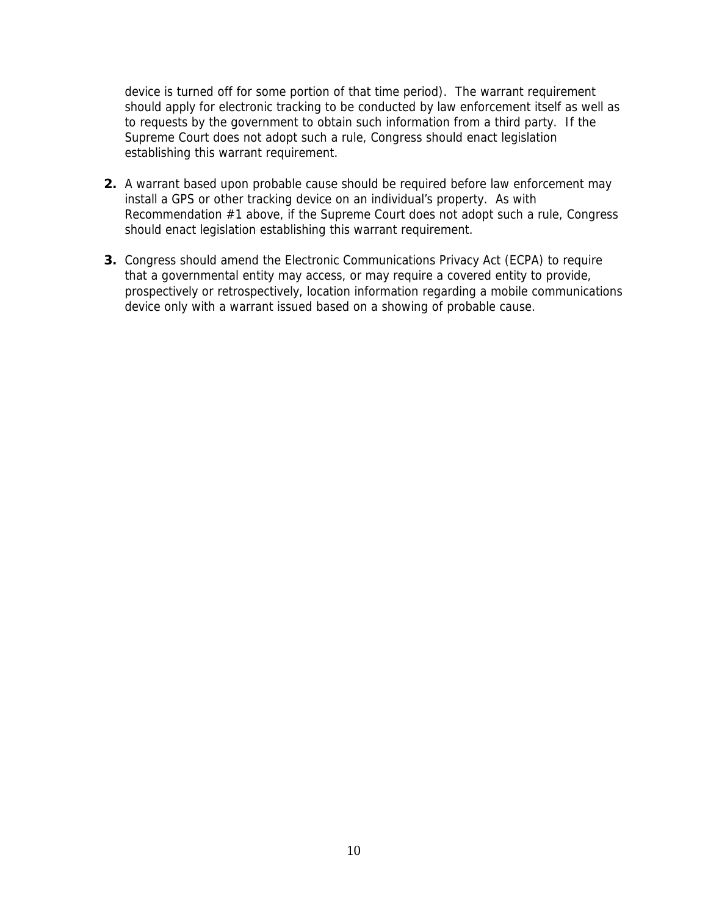device is turned off for some portion of that time period). The warrant requirement should apply for electronic tracking to be conducted by law enforcement itself as well as to requests by the government to obtain such information from a third party. If the Supreme Court does not adopt such a rule, Congress should enact legislation establishing this warrant requirement.

**2.** A warrant based upon probable cause should be required before law enforcement may install a GPS or other tracking device on an individual's property. As with Recommendation #1 above, if the Supreme Court does not adopt such a rule, Congress should enact legislation establishing this warrant requirement.

**3.** Congress should amend the Electronic Communications Privacy Act (ECPA) to require that a governmental entity may access, or may require a covered entity to provide, prospectively or retrospectively, location information regarding a mobile communications device only with a warrant issued based on a showing of probable cause.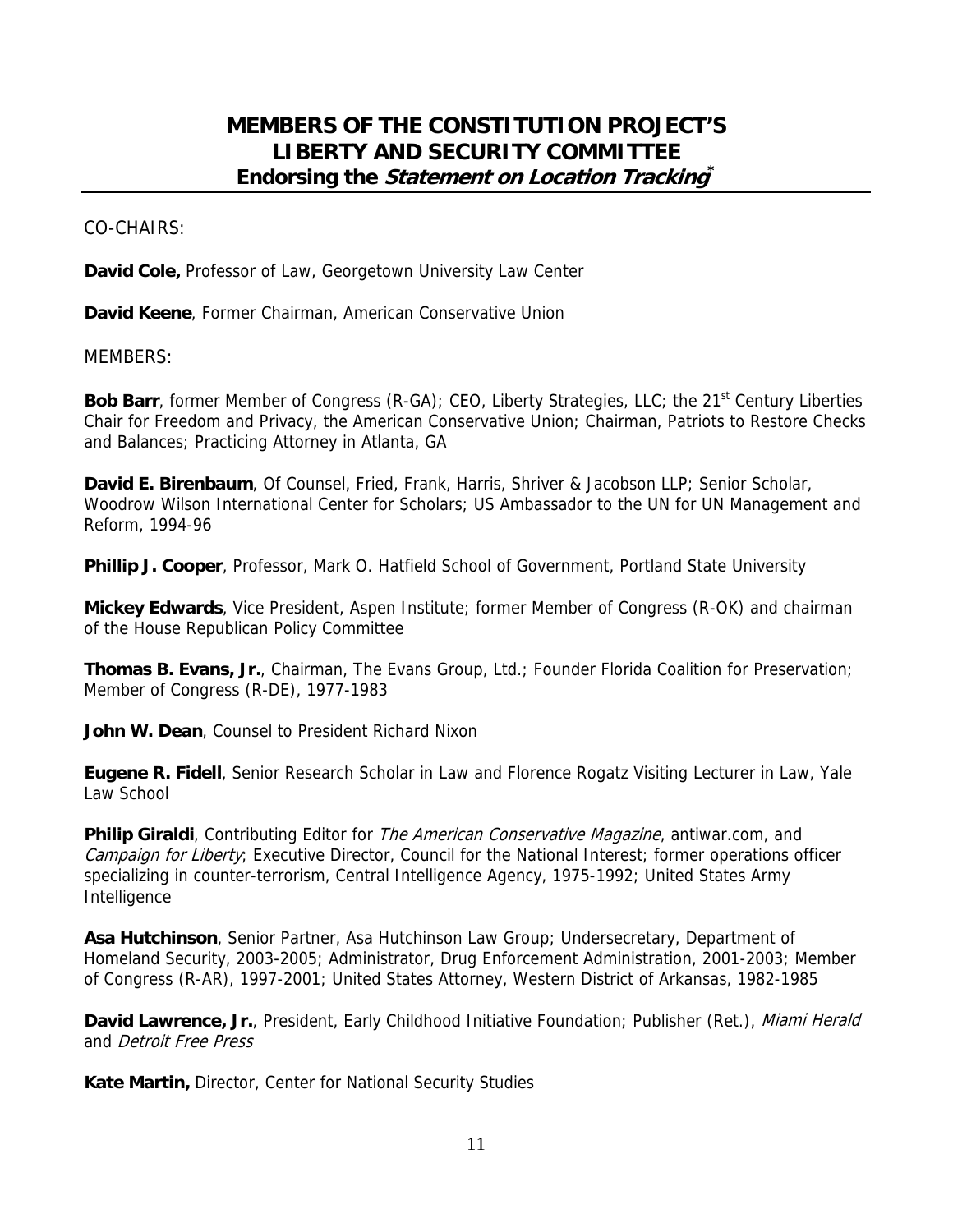# MEMBERS OF THE CONSTITUTION PROJECT'S LIBERTY AND SECURITY COMMITTEE
## Endorsing the *Statement on Location Tracking*\*

CO-CHAIRS:

**David Cole,** Professor of Law, Georgetown University Law Center

**David Keene**, Former Chairman, American Conservative Union

MEMBERS:

**Bob Barr**, former Member of Congress (R-GA); CEO, Liberty Strategies, LLC; the 21st Century Liberties Chair for Freedom and Privacy, the American Conservative Union; Chairman, Patriots to Restore Checks and Balances; Practicing Attorney in Atlanta, GA

**David E. Birenbaum**, Of Counsel, Fried, Frank, Harris, Shriver & Jacobson LLP; Senior Scholar, Woodrow Wilson International Center for Scholars; US Ambassador to the UN for UN Management and Reform, 1994-96

**Phillip J. Cooper**, Professor, Mark O. Hatfield School of Government, Portland State University

**Mickey Edwards**, Vice President, Aspen Institute; former Member of Congress (R-OK) and chairman of the House Republican Policy Committee

**Thomas B. Evans, Jr.**, Chairman, The Evans Group, Ltd.; Founder Florida Coalition for Preservation; Member of Congress (R-DE), 1977-1983

**John W. Dean**, Counsel to President Richard Nixon

**Eugene R. Fidell**, Senior Research Scholar in Law and Florence Rogatz Visiting Lecturer in Law, Yale Law School

**Philip Giraldi**, Contributing Editor for *The American Conservative Magazine*, antiwar.com, and *Campaign for Liberty*; Executive Director, Council for the National Interest; former operations officer specializing in counter-terrorism, Central Intelligence Agency, 1975-1992; United States Army Intelligence

**Asa Hutchinson**, Senior Partner, Asa Hutchinson Law Group; Undersecretary, Department of Homeland Security, 2003-2005; Administrator, Drug Enforcement Administration, 2001-2003; Member of Congress (R-AR), 1997-2001; United States Attorney, Western District of Arkansas, 1982-1985

**David Lawrence, Jr.**, President, Early Childhood Initiative Foundation; Publisher (Ret.), *Miami Herald* and *Detroit Free Press*

**Kate Martin,** Director, Center for National Security Studies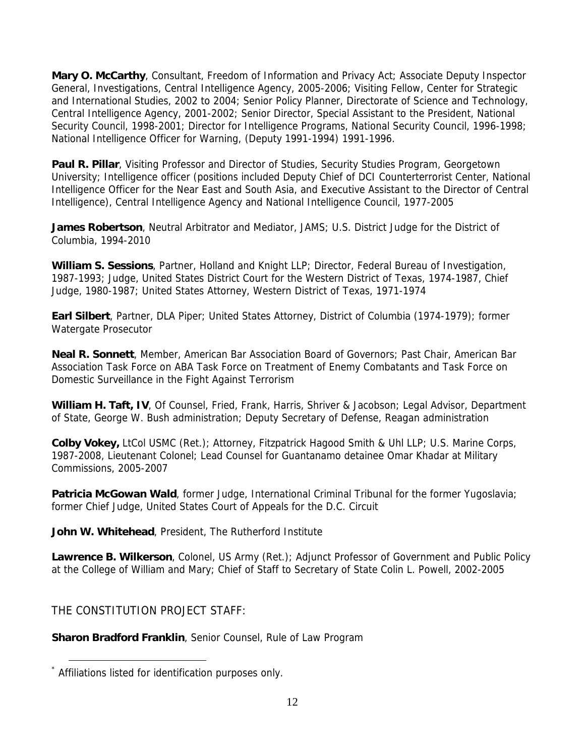**Mary O. McCarthy**, Consultant, Freedom of Information and Privacy Act; Associate Deputy Inspector General, Investigations, Central Intelligence Agency, 2005-2006; Visiting Fellow, Center for Strategic and International Studies, 2002 to 2004; Senior Policy Planner, Directorate of Science and Technology, Central Intelligence Agency, 2001-2002; Senior Director, Special Assistant to the President, National Security Council, 1998-2001; Director for Intelligence Programs, National Security Council, 1996-1998; National Intelligence Officer for Warning, (Deputy 1991-1994) 1991-1996.

**Paul R. Pillar**, Visiting Professor and Director of Studies, Security Studies Program, Georgetown University; Intelligence officer (positions included Deputy Chief of DCI Counterterrorist Center, National Intelligence Officer for the Near East and South Asia, and Executive Assistant to the Director of Central Intelligence), Central Intelligence Agency and National Intelligence Council, 1977-2005

**James Robertson**, Neutral Arbitrator and Mediator, JAMS; U.S. District Judge for the District of Columbia, 1994-2010

**William S. Sessions**, Partner, Holland and Knight LLP; Director, Federal Bureau of Investigation, 1987-1993; Judge, United States District Court for the Western District of Texas, 1974-1987, Chief Judge, 1980-1987; United States Attorney, Western District of Texas, 1971-1974

**Earl Silbert**, Partner, DLA Piper; United States Attorney, District of Columbia (1974-1979); former Watergate Prosecutor

**Neal R. Sonnett**, Member, American Bar Association Board of Governors; Past Chair, American Bar Association Task Force on ABA Task Force on Treatment of Enemy Combatants and Task Force on Domestic Surveillance in the Fight Against Terrorism

**William H. Taft, IV**, Of Counsel, Fried, Frank, Harris, Shriver & Jacobson; Legal Advisor, Department of State, George W. Bush administration; Deputy Secretary of Defense, Reagan administration

**Colby Vokey,** LtCol USMC (Ret.); Attorney, Fitzpatrick Hagood Smith & Uhl LLP; U.S. Marine Corps, 1987-2008, Lieutenant Colonel; Lead Counsel for Guantanamo detainee Omar Khadar at Military Commissions, 2005-2007

**Patricia McGowan Wald**, former Judge, International Criminal Tribunal for the former Yugoslavia; former Chief Judge, United States Court of Appeals for the D.C. Circuit

**John W. Whitehead**, President, The Rutherford Institute

**Lawrence B. Wilkerson**, Colonel, US Army (Ret.); Adjunct Professor of Government and Public Policy at the College of William and Mary; Chief of Staff to Secretary of State Colin L. Powell, 2002-2005

THE CONSTITUTION PROJECT STAFF:

**Sharon Bradford Franklin**, Senior Counsel, Rule of Law Program

---

[*] Affiliations listed for identification purposes only.